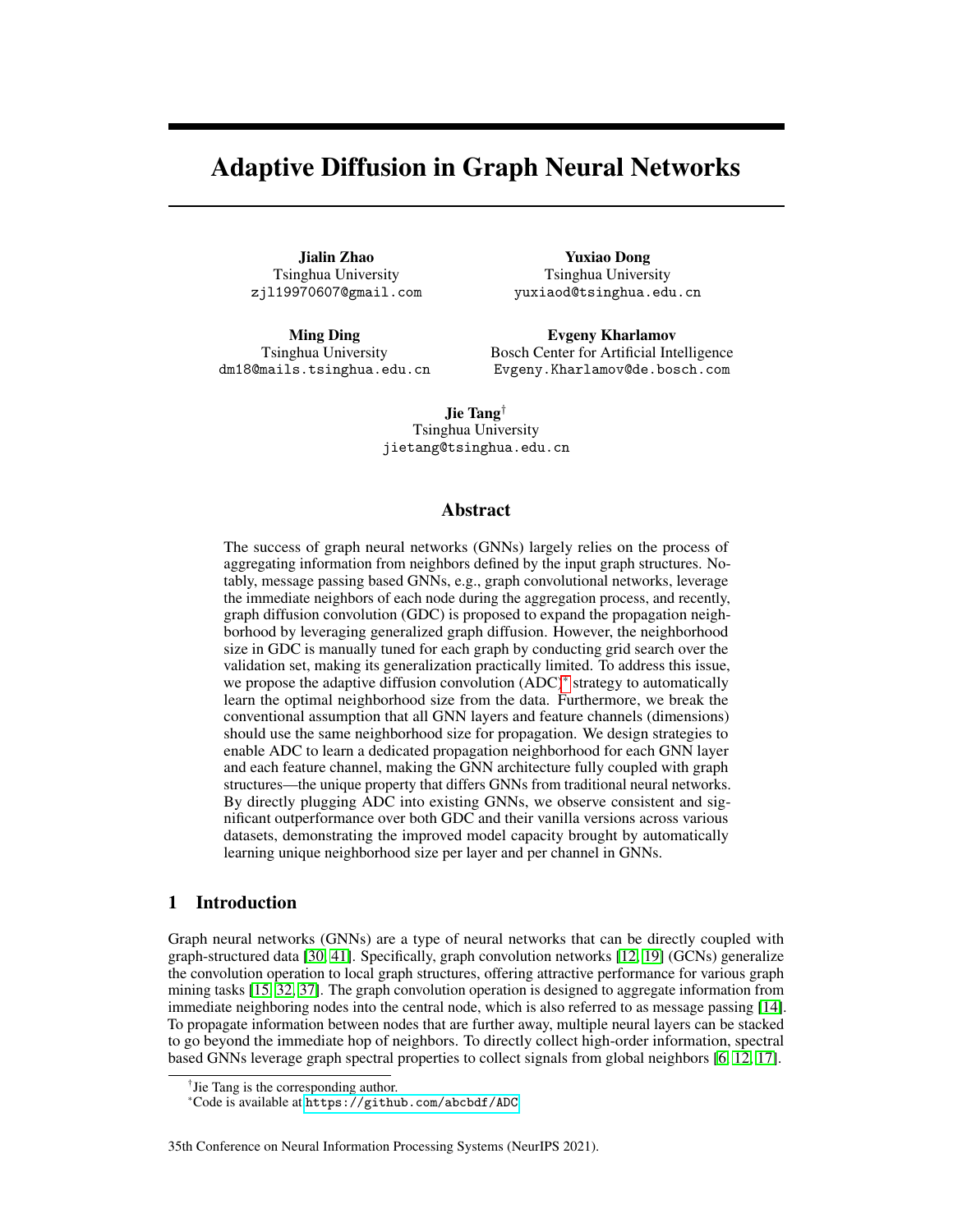# Adaptive Diffusion in Graph Neural Networks

**Jialin Zhao**
Tsinghua University
zjl19970607@gmail.com

**Yuxiao Dong**
Tsinghua University
yuxiaod@tsinghua.edu.cn

**Ming Ding**
Tsinghua University
dm18@mails.tsinghua.edu.cn

**Evgeny Kharlamov**
Bosch Center for Artificial Intelligence
Evgeny.Kharlamov@de.bosch.com

**Jie Tang**[†]
Tsinghua University
jietang@tsinghua.edu.cn

## Abstract

The success of graph neural networks (GNNs) largely relies on the process of aggregating information from neighbors defined by the input graph structures. Notably, message passing based GNNs, e.g., graph convolutional networks, leverage the immediate neighbors of each node during the aggregation process, and recently, graph diffusion convolution (GDC) is proposed to expand the propagation neighborhood by leveraging generalized graph diffusion. However, the neighborhood size in GDC is manually tuned for each graph by conducting grid search over the validation set, making its generalization practically limited. To address this issue, we propose the adaptive diffusion convolution (ADC)[*] strategy to automatically learn the optimal neighborhood size from the data. Furthermore, we break the conventional assumption that all GNN layers and feature channels (dimensions) should use the same neighborhood size for propagation. We design strategies to enable ADC to learn a dedicated propagation neighborhood for each GNN layer and each feature channel, making the GNN architecture fully coupled with graph structures—the unique property that differs GNNs from traditional neural networks. By directly plugging ADC into existing GNNs, we observe consistent and significant outperformance over both GDC and their vanilla versions across various datasets, demonstrating the improved model capacity brought by automatically learning unique neighborhood size per layer and per channel in GNNs.

## 1 Introduction

Graph neural networks (GNNs) are a type of neural networks that can be directly coupled with graph-structured data [30, 41]. Specifically, graph convolution networks [12, 19] (GCNs) generalize the convolution operation to local graph structures, offering attractive performance for various graph mining tasks [15, 32, 37]. The graph convolution operation is designed to aggregate information from immediate neighboring nodes into the central node, which is also referred to as message passing [14]. To propagate information between nodes that are further away, multiple neural layers can be stacked to go beyond the immediate hop of neighbors. To directly collect high-order information, spectral based GNNs leverage graph spectral properties to collect signals from global neighbors [6, 12, 17].

[†]Jie Tang is the corresponding author.
[*]Code is available at https://github.com/abcbdf/ADC

35th Conference on Neural Information Processing Systems (NeurIPS 2021).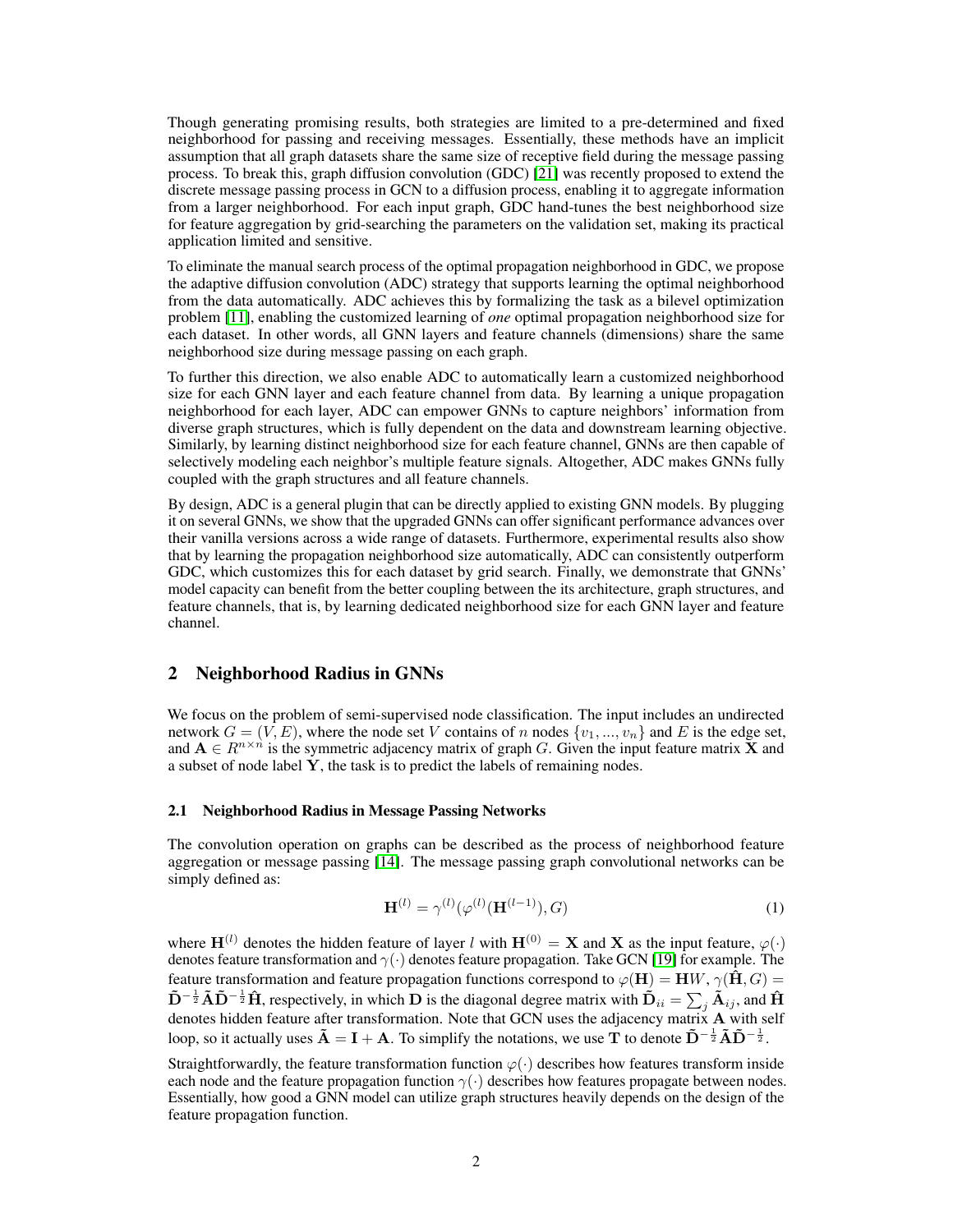Though generating promising results, both strategies are limited to a pre-determined and fixed neighborhood for passing and receiving messages. Essentially, these methods have an implicit assumption that all graph datasets share the same size of receptive field during the message passing process. To break this, graph diffusion convolution (GDC) [21] was recently proposed to extend the discrete message passing process in GCN to a diffusion process, enabling it to aggregate information from a larger neighborhood. For each input graph, GDC hand-tunes the best neighborhood size for feature aggregation by grid-searching the parameters on the validation set, making its practical application limited and sensitive.

To eliminate the manual search process of the optimal propagation neighborhood in GDC, we propose the adaptive diffusion convolution (ADC) strategy that supports learning the optimal neighborhood from the data automatically. ADC achieves this by formalizing the task as a bilevel optimization problem [11], enabling the customized learning of *one* optimal propagation neighborhood size for each dataset. In other words, all GNN layers and feature channels (dimensions) share the same neighborhood size during message passing on each graph.

To further this direction, we also enable ADC to automatically learn a customized neighborhood size for each GNN layer and each feature channel from data. By learning a unique propagation neighborhood for each layer, ADC can empower GNNs to capture neighbors' information from diverse graph structures, which is fully dependent on the data and downstream learning objective. Similarly, by learning distinct neighborhood size for each feature channel, GNNs are then capable of selectively modeling each neighbor's multiple feature signals. Altogether, ADC makes GNNs fully coupled with the graph structures and all feature channels.

By design, ADC is a general plugin that can be directly applied to existing GNN models. By plugging it on several GNNs, we show that the upgraded GNNs can offer significant performance advances over their vanilla versions across a wide range of datasets. Furthermore, experimental results also show that by learning the propagation neighborhood size automatically, ADC can consistently outperform GDC, which customizes this for each dataset by grid search. Finally, we demonstrate that GNNs' model capacity can benefit from the better coupling between the its architecture, graph structures, and feature channels, that is, by learning dedicated neighborhood size for each GNN layer and feature channel.

## 2 Neighborhood Radius in GNNs

We focus on the problem of semi-supervised node classification. The input includes an undirected network $G = (V, E)$, where the node set $V$ contains of $n$ nodes $\{v_1, ..., v_n\}$ and $E$ is the edge set, and $\mathbf{A} \in R^{n \times n}$ is the symmetric adjacency matrix of graph $G$. Given the input feature matrix $\mathbf{X}$ and a subset of node label $\mathbf{Y}$, the task is to predict the labels of remaining nodes.

### 2.1 Neighborhood Radius in Message Passing Networks

The convolution operation on graphs can be described as the process of neighborhood feature aggregation or message passing [14]. The message passing graph convolutional networks can be simply defined as:

$$\mathbf{H}^{(l)} = \gamma^{(l)}(\varphi^{(l)}(\mathbf{H}^{(l-1)}), G) \tag{1}$$

where $\mathbf{H}^{(l)}$ denotes the hidden feature of layer $l$ with $\mathbf{H}^{(0)} = \mathbf{X}$ and $\mathbf{X}$ as the input feature, $\varphi(\cdot)$ denotes feature transformation and $\gamma(\cdot)$ denotes feature propagation. Take GCN [19] for example. The feature transformation and feature propagation functions correspond to $\varphi(\mathbf{H}) = \mathbf{H}W$, $\gamma(\hat{\mathbf{H}}, G) = \tilde{\mathbf{D}}^{-\frac{1}{2}}\tilde{\mathbf{A}}\tilde{\mathbf{D}}^{-\frac{1}{2}}\hat{\mathbf{H}}$, respectively, in which $\mathbf{D}$ is the diagonal degree matrix with $\tilde{\mathbf{D}}_{ii} = \sum_j \tilde{\mathbf{A}}_{ij}$, and $\hat{\mathbf{H}}$ denotes hidden feature after transformation. Note that GCN uses the adjacency matrix $\mathbf{A}$ with self loop, so it actually uses $\tilde{\mathbf{A}} = \mathbf{I} + \mathbf{A}$. To simplify the notations, we use $\mathbf{T}$ to denote $\tilde{\mathbf{D}}^{-\frac{1}{2}}\tilde{\mathbf{A}}\tilde{\mathbf{D}}^{-\frac{1}{2}}$.

Straightforwardly, the feature transformation function $\varphi(\cdot)$ describes how features transform inside each node and the feature propagation function $\gamma(\cdot)$ describes how features propagate between nodes. Essentially, how good a GNN model can utilize graph structures heavily depends on the design of the feature propagation function.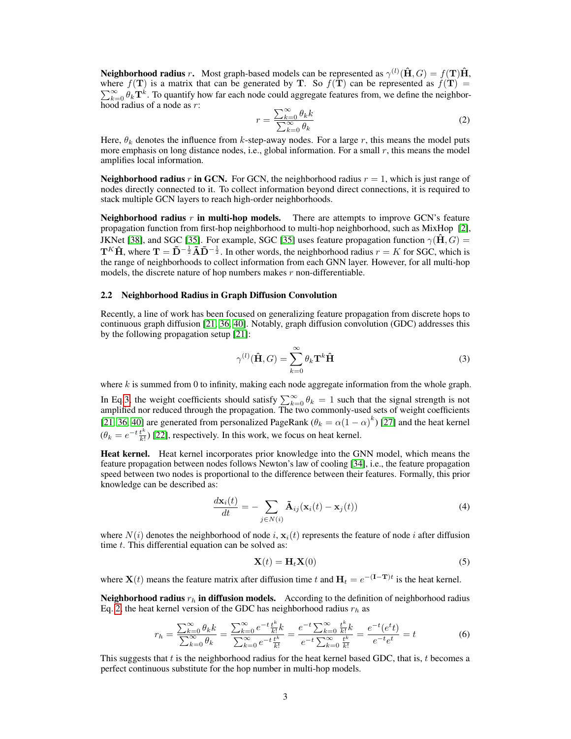**Neighborhood radius $r$.** Most graph-based models can be represented as $\gamma^{(l)}(\hat{\mathbf{H}}, G) = f(\mathbf{T})\hat{\mathbf{H}}$, where $f(\mathbf{T})$ is a matrix that can be generated by $\mathbf{T}$. So $f(\mathbf{T})$ can be represented as $f(\mathbf{T}) = \sum_{k=0}^{\infty} \theta_k \mathbf{T}^k$. To quantify how far each node could aggregate features from, we define the neighborhood radius of a node as $r$:

$$r = \frac{\sum_{k=0}^{\infty} \theta_k k}{\sum_{k=0}^{\infty} \theta_k} \tag{2}$$

Here, $\theta_k$ denotes the influence from $k$-step-away nodes. For a large $r$, this means the model puts more emphasis on long distance nodes, i.e., global information. For a small $r$, this means the model amplifies local information.

**Neighborhood radius $r$ in GCN.** For GCN, the neighborhood radius $r = 1$, which is just range of nodes directly connected to it. To collect information beyond direct connections, it is required to stack multiple GCN layers to reach high-order neighborhoods.

**Neighborhood radius $r$ in multi-hop models.** There are attempts to improve GCN's feature propagation function from first-hop neighborhood to multi-hop neighborhood, such as MixHop [2], JKNet [38], and SGC [35]. For example, SGC [35] uses feature propagation function $\gamma(\hat{\mathbf{H}}, G) = \mathbf{T}^K \hat{\mathbf{H}}$, where $\mathbf{T} = \tilde{\mathbf{D}}^{-\frac{1}{2}} \tilde{\mathbf{A}} \tilde{\mathbf{D}}^{-\frac{1}{2}}$. In other words, the neighborhood radius $r = K$ for SGC, which is the range of neighborhoods to collect information from each GNN layer. However, for all multi-hop models, the discrete nature of hop numbers makes $r$ non-differentiable.

### 2.2 Neighborhood Radius in Graph Diffusion Convolution

Recently, a line of work has been focused on generalizing feature propagation from discrete hops to continuous graph diffusion [21, 36, 40]. Notably, graph diffusion convolution (GDC) addresses this by the following propagation setup [21]:

$$\gamma^{(l)}(\hat{\mathbf{H}}, G) = \sum_{k=0}^{\infty} \theta_k \mathbf{T}^k \hat{\mathbf{H}} \tag{3}$$

where $k$ is summed from 0 to infinity, making each node aggregate information from the whole graph. In Eq.3, the weight coefficients should satisfy $\sum_{k=0}^{\infty} \theta_k = 1$ such that the signal strength is not amplified nor reduced through the propagation. The two commonly-used sets of weight coefficients [21, 36, 40] are generated from personalized PageRank ($\theta_k = \alpha(1-\alpha)^k$) [27] and the heat kernel ($\theta_k = e^{-t}\frac{t^k}{k!}$) [22], respectively. In this work, we focus on heat kernel.

**Heat kernel.** Heat kernel incorporates prior knowledge into the GNN model, which means the feature propagation between nodes follows Newton's law of cooling [34], i.e., the feature propagation speed between two nodes is proportional to the difference between their features. Formally, this prior knowledge can be described as:

$$\frac{d\mathbf{x}_i(t)}{dt} = -\sum_{j \in N(i)} \tilde{\mathbf{A}}_{ij}(\mathbf{x}_i(t) - \mathbf{x}_j(t)) \tag{4}$$

where $N(i)$ denotes the neighborhood of node $i$, $\mathbf{x}_i(t)$ represents the feature of node $i$ after diffusion time $t$. This differential equation can be solved as:

$$\mathbf{X}(t) = \mathbf{H}_t \mathbf{X}(0) \tag{5}$$

where $\mathbf{X}(t)$ means the feature matrix after diffusion time $t$ and $\mathbf{H}_t = e^{-(\mathbf{I}-\mathbf{T})t}$ is the heat kernel.

**Neighborhood radius $r_h$ in diffusion models.** According to the definition of neighborhood radius Eq. 2, the heat kernel version of the GDC has neighborhood radius $r_h$ as

$$r_h = \frac{\sum_{k=0}^{\infty} \theta_k k}{\sum_{k=0}^{\infty} \theta_k} = \frac{\sum_{k=0}^{\infty} e^{-t}\frac{t^k}{k!}k}{\sum_{k=0}^{\infty} e^{-t}\frac{t^k}{k!}} = \frac{e^{-t}\sum_{k=0}^{\infty} \frac{t^k}{k!}k}{e^{-t}\sum_{k=0}^{\infty} \frac{t^k}{k!}} = \frac{e^{-t}(e^t t)}{e^{-t}e^t} = t \tag{6}$$

This suggests that $t$ is the neighborhood radius for the heat kernel based GDC, that is, $t$ becomes a perfect continuous substitute for the hop number in multi-hop models.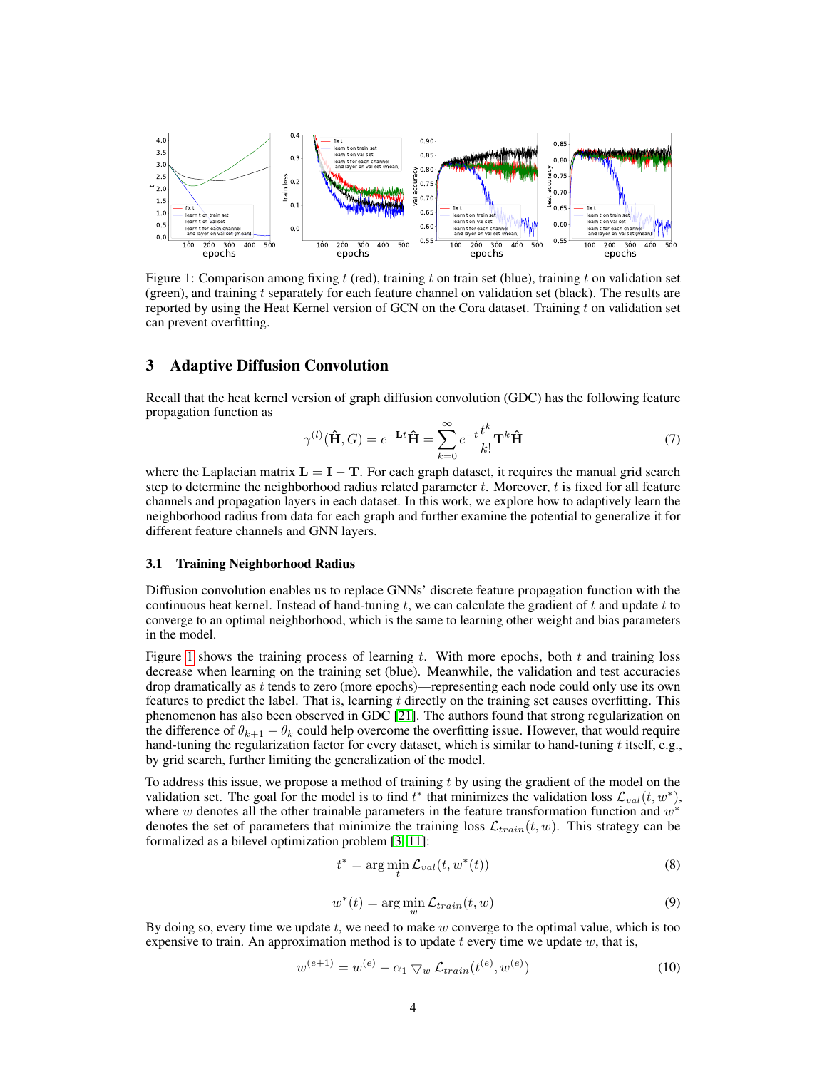Figure 1: Comparison among fixing $t$ (red), training $t$ on train set (blue), training $t$ on validation set (green), and training $t$ separately for each feature channel on validation set (black). The results are reported by using the Heat Kernel version of GCN on the Cora dataset. Training $t$ on validation set can prevent overfitting.

## 3 Adaptive Diffusion Convolution

Recall that the heat kernel version of graph diffusion convolution (GDC) has the following feature propagation function as

$$\gamma^{(l)}(\hat{\mathbf{H}}, G) = e^{-\mathbf{L}t}\hat{\mathbf{H}} = \sum_{k=0}^{\infty} e^{-t}\frac{t^k}{k!}\mathbf{T}^k\hat{\mathbf{H}} \tag{7}$$

where the Laplacian matrix $\mathbf{L} = \mathbf{I} - \mathbf{T}$. For each graph dataset, it requires the manual grid search step to determine the neighborhood radius related parameter $t$. Moreover, $t$ is fixed for all feature channels and propagation layers in each dataset. In this work, we explore how to adaptively learn the neighborhood radius from data for each graph and further examine the potential to generalize it for different feature channels and GNN layers.

### 3.1 Training Neighborhood Radius

Diffusion convolution enables us to replace GNNs' discrete feature propagation function with the continuous heat kernel. Instead of hand-tuning $t$, we can calculate the gradient of $t$ and update $t$ to converge to an optimal neighborhood, which is the same to learning other weight and bias parameters in the model.

Figure 1 shows the training process of learning $t$. With more epochs, both $t$ and training loss decrease when learning on the training set (blue). Meanwhile, the validation and test accuracies drop dramatically as $t$ tends to zero (more epochs)—representing each node could only use its own features to predict the label. That is, learning $t$ directly on the training set causes overfitting. This phenomenon has also been observed in GDC [21]. The authors found that strong regularization on the difference of $\theta_{k+1} - \theta_k$ could help overcome the overfitting issue. However, that would require hand-tuning the regularization factor for every dataset, which is similar to hand-tuning $t$ itself, e.g., by grid search, further limiting the generalization of the model.

To address this issue, we propose a method of training $t$ by using the gradient of the model on the validation set. The goal for the model is to find $t^*$ that minimizes the validation loss $\mathcal{L}_{val}(t, w^*)$, where $w$ denotes all the other trainable parameters in the feature transformation function and $w^*$ denotes the set of parameters that minimize the training loss $\mathcal{L}_{train}(t, w)$. This strategy can be formalized as a bilevel optimization problem [3, 11]:

$$t^* = \arg\min_t \mathcal{L}_{val}(t, w^*(t)) \tag{8}$$

$$w^*(t) = \arg\min_w \mathcal{L}_{train}(t, w) \tag{9}$$

By doing so, every time we update $t$, we need to make $w$ converge to the optimal value, which is too expensive to train. An approximation method is to update $t$ every time we update $w$, that is,

$$w^{(e+1)} = w^{(e)} - \alpha_1 \bigtriangledown_w \mathcal{L}_{train}(t^{(e)}, w^{(e)}) \tag{10}$$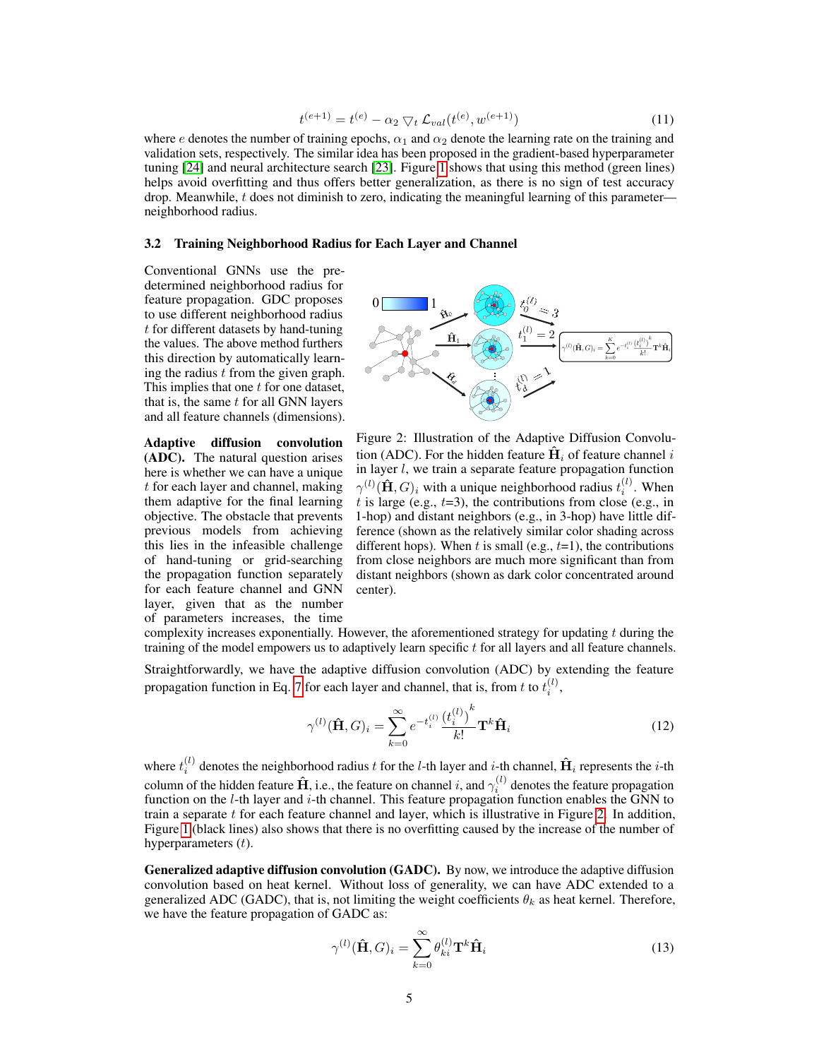$$t^{(e+1)} = t^{(e)} - \alpha_2 \bigtriangledown_t \mathcal{L}_{val}(t^{(e)}, w^{(e+1)}) \tag{11}$$

where $e$ denotes the number of training epochs, $\alpha_1$ and $\alpha_2$ denote the learning rate on the training and validation sets, respectively. The similar idea has been proposed in the gradient-based hyperparameter tuning [24] and neural architecture search [23]. Figure 1 shows that using this method (green lines) helps avoid overfitting and thus offers better generalization, as there is no sign of test accuracy drop. Meanwhile, $t$ does not diminish to zero, indicating the meaningful learning of this parameter—neighborhood radius.

### 3.2 Training Neighborhood Radius for Each Layer and Channel

Conventional GNNs use the pre-determined neighborhood radius for feature propagation. GDC proposes to use different neighborhood radius $t$ for different datasets by hand-tuning the values. The above method furthers this direction by automatically learning the radius $t$ from the given graph. This implies that one $t$ for one dataset, that is, the same $t$ for all GNN layers and all feature channels (dimensions).

Figure 2: Illustration of the Adaptive Diffusion Convolution (ADC). For the hidden feature $\hat{\mathbf{H}}_i$ of feature channel $i$ in layer $l$, we train a separate feature propagation function $\gamma^{(l)}(\hat{\mathbf{H}}, G)_i$ with a unique neighborhood radius $t_i^{(l)}$. When $t$ is large (e.g., $t$=3), the contributions from close (e.g., in 1-hop) and distant neighbors (e.g., in 3-hop) have little difference (shown as the relatively similar color shading across different hops). When $t$ is small (e.g., $t$=1), the contributions from close neighbors are much more significant than from distant neighbors (shown as dark color concentrated around center).

**Adaptive diffusion convolution (ADC).** The natural question arises here is whether we can have a unique $t$ for each layer and channel, making them adaptive for the final learning objective. The obstacle that prevents previous models from achieving this lies in the infeasible challenge of hand-tuning or grid-searching the propagation function separately for each feature channel and GNN layer, given that as the number of parameters increases, the time complexity increases exponentially. However, the aforementioned strategy for updating $t$ during the training of the model empowers us to adaptively learn specific $t$ for all layers and all feature channels.

Straightforwardly, we have the adaptive diffusion convolution (ADC) by extending the feature propagation function in Eq. 7 for each layer and channel, that is, from $t$ to $t_i^{(l)}$,

$$\gamma^{(l)}(\hat{\mathbf{H}}, G)_i = \sum_{k=0}^{\infty} e^{-t_i^{(l)}} \frac{\left(t_i^{(l)}\right)^k}{k!} \mathbf{T}^k \hat{\mathbf{H}}_i \tag{12}$$

where $t_i^{(l)}$ denotes the neighborhood radius $t$ for the $l$-th layer and $i$-th channel, $\hat{\mathbf{H}}_i$ represents the $i$-th column of the hidden feature $\hat{\mathbf{H}}$, i.e., the feature on channel $i$, and $\gamma_i^{(l)}$ denotes the feature propagation function on the $l$-th layer and $i$-th channel. This feature propagation function enables the GNN to train a separate $t$ for each feature channel and layer, which is illustrative in Figure 2. In addition, Figure 1 (black lines) also shows that there is no overfitting caused by the increase of the number of hyperparameters ($t$).

**Generalized adaptive diffusion convolution (GADC).** By now, we introduce the adaptive diffusion convolution based on heat kernel. Without loss of generality, we can have ADC extended to a generalized ADC (GADC), that is, not limiting the weight coefficients $\theta_k$ as heat kernel. Therefore, we have the feature propagation of GADC as:

$$\gamma^{(l)}(\hat{\mathbf{H}}, G)_i = \sum_{k=0}^{\infty} \theta_{ki}^{(l)} \mathbf{T}^k \hat{\mathbf{H}}_i \tag{13}$$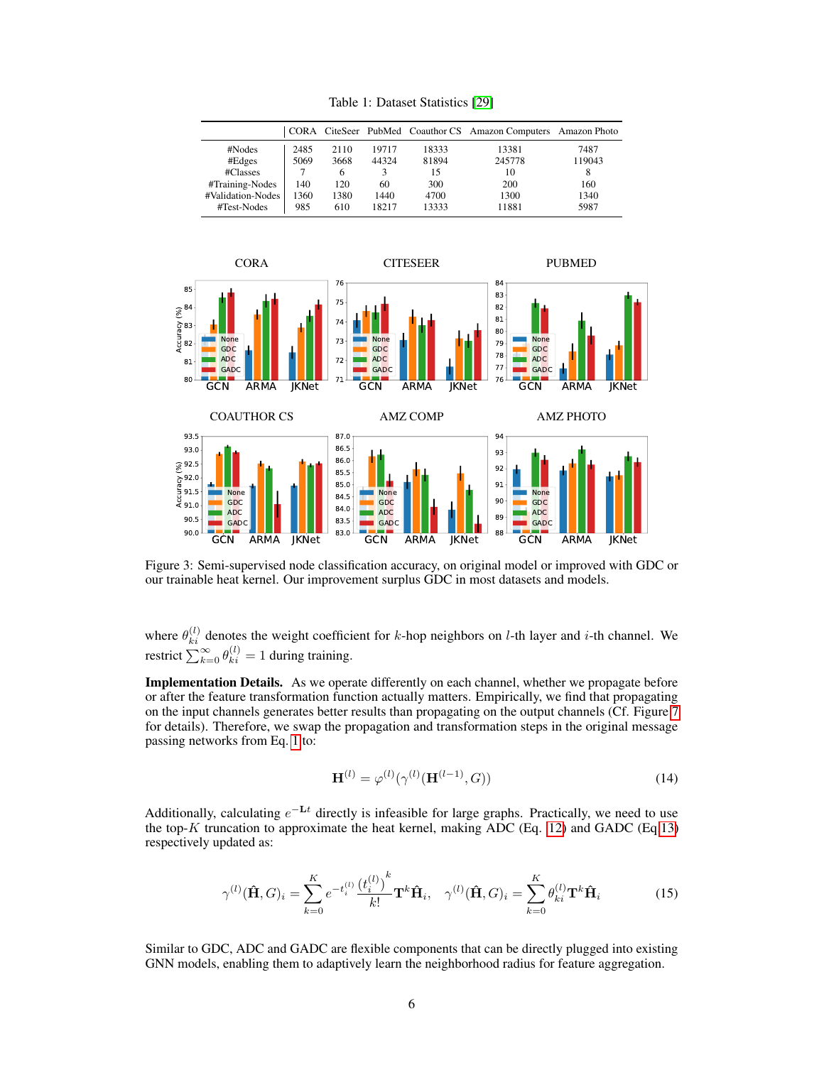Table 1: Dataset Statistics [29]

| | CORA | CiteSeer | PubMed | Coauthor CS | Amazon Computers | Amazon Photo |
|---|---|---|---|---|---|---|
| #Nodes | 2485 | 2110 | 19717 | 18333 | 13381 | 7487 |
| #Edges | 5069 | 3668 | 44324 | 81894 | 245778 | 119043 |
| #Classes | 7 | 6 | 3 | 15 | 10 | 8 |
| #Training-Nodes | 140 | 120 | 60 | 300 | 200 | 160 |
| #Validation-Nodes | 1360 | 1380 | 1440 | 4700 | 1300 | 1340 |
| #Test-Nodes | 985 | 610 | 18217 | 13333 | 11881 | 5987 |

Figure 3: Semi-supervised node classification accuracy, on original model or improved with GDC or our trainable heat kernel. Our improvement surplus GDC in most datasets and models.

where $\theta_{ki}^{(l)}$ denotes the weight coefficient for $k$-hop neighbors on $l$-th layer and $i$-th channel. We restrict $\sum_{k=0}^{\infty} \theta_{ki}^{(l)} = 1$ during training.

**Implementation Details.** As we operate differently on each channel, whether we propagate before or after the feature transformation function actually matters. Empirically, we find that propagating on the input channels generates better results than propagating on the output channels (Cf. Figure 7 for details). Therefore, we swap the propagation and transformation steps in the original message passing networks from Eq. 1 to:

$$\mathbf{H}^{(l)} = \varphi^{(l)}(\gamma^{(l)}(\mathbf{H}^{(l-1)}, G)) \tag{14}$$

Additionally, calculating $e^{-\mathbf{L}t}$ directly is infeasible for large graphs. Practically, we need to use the top-$K$ truncation to approximate the heat kernel, making ADC (Eq. 12) and GADC (Eq 13) respectively updated as:

$$\gamma^{(l)}(\hat{\mathbf{H}}, G)_i = \sum_{k=0}^{K} e^{-t_i^{(l)}} \frac{\left(t_i^{(l)}\right)^k}{k!} \mathbf{T}^k \hat{\mathbf{H}}_i, \quad \gamma^{(l)}(\hat{\mathbf{H}}, G)_i = \sum_{k=0}^{K} \theta_{ki}^{(l)} \mathbf{T}^k \hat{\mathbf{H}}_i \tag{15}$$

Similar to GDC, ADC and GADC are flexible components that can be directly plugged into existing GNN models, enabling them to adaptively learn the neighborhood radius for feature aggregation.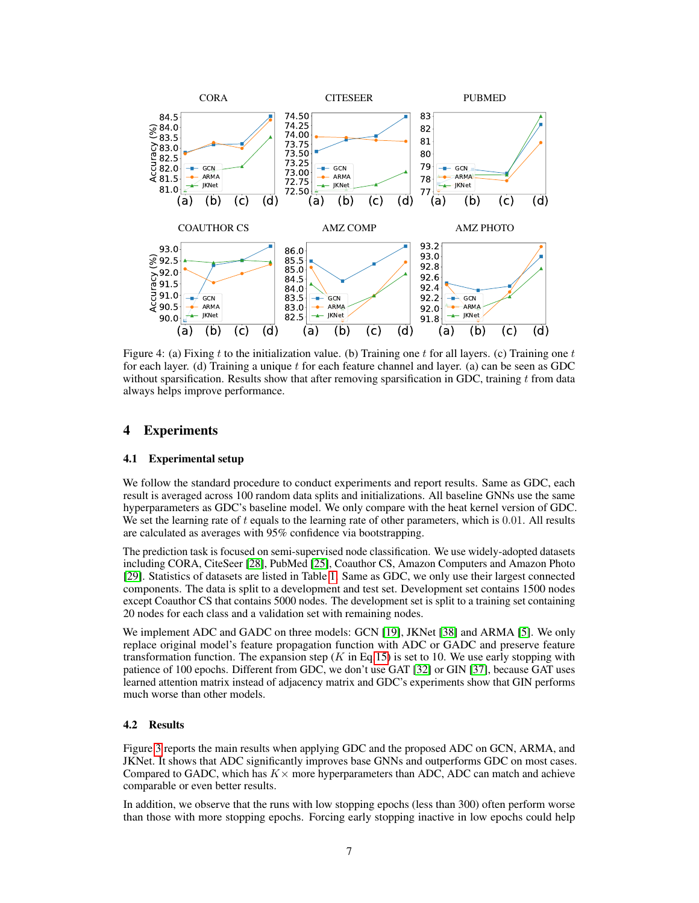Figure 4: (a) Fixing $t$ to the initialization value. (b) Training one $t$ for all layers. (c) Training one $t$ for each layer. (d) Training a unique $t$ for each feature channel and layer. (a) can be seen as GDC without sparsification. Results show that after removing sparsification in GDC, training $t$ from data always helps improve performance.

## 4 Experiments

### 4.1 Experimental setup

We follow the standard procedure to conduct experiments and report results. Same as GDC, each result is averaged across 100 random data splits and initializations. All baseline GNNs use the same hyperparameters as GDC's baseline model. We only compare with the heat kernel version of GDC. We set the learning rate of $t$ equals to the learning rate of other parameters, which is $0.01$. All results are calculated as averages with 95% confidence via bootstrapping.

The prediction task is focused on semi-supervised node classification. We use widely-adopted datasets including CORA, CiteSeer [28], PubMed [25], Coauthor CS, Amazon Computers and Amazon Photo [29]. Statistics of datasets are listed in Table 1. Same as GDC, we only use their largest connected components. The data is split to a development and test set. Development set contains 1500 nodes except Coauthor CS that contains 5000 nodes. The development set is split to a training set containing 20 nodes for each class and a validation set with remaining nodes.

We implement ADC and GADC on three models: GCN [19], JKNet [38] and ARMA [5]. We only replace original model's feature propagation function with ADC or GADC and preserve feature transformation function. The expansion step ($K$ in Eq 15) is set to 10. We use early stopping with patience of 100 epochs. Different from GDC, we don't use GAT [32] or GIN [37], because GAT uses learned attention matrix instead of adjacency matrix and GDC's experiments show that GIN performs much worse than other models.

### 4.2 Results

Figure 3 reports the main results when applying GDC and the proposed ADC on GCN, ARMA, and JKNet. It shows that ADC significantly improves base GNNs and outperforms GDC on most cases. Compared to GADC, which has $K\times$ more hyperparameters than ADC, ADC can match and achieve comparable or even better results.

In addition, we observe that the runs with low stopping epochs (less than 300) often perform worse than those with more stopping epochs. Forcing early stopping inactive in low epochs could help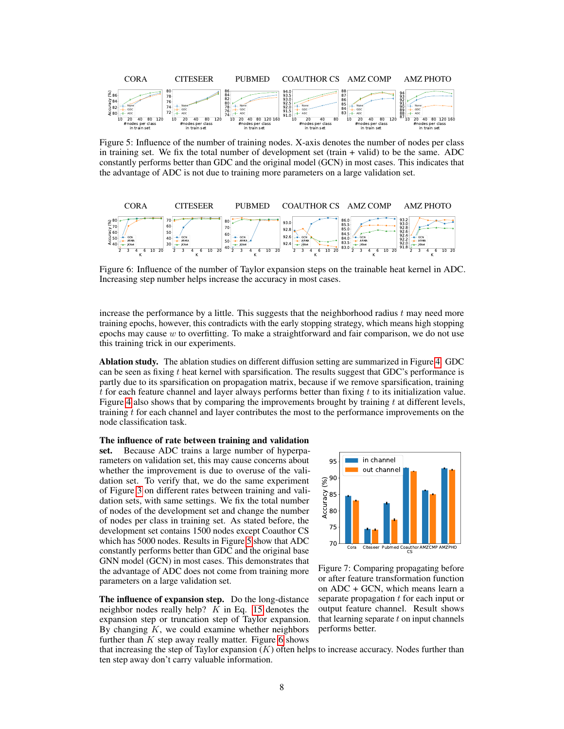Figure 5: Influence of the number of training nodes. X-axis denotes the number of nodes per class in training set. We fix the total number of development set (train + valid) to be the same. ADC constantly performs better than GDC and the original model (GCN) in most cases. This indicates that the advantage of ADC is not due to training more parameters on a large validation set.

Figure 6: Influence of the number of Taylor expansion steps on the trainable heat kernel in ADC. Increasing step number helps increase the accuracy in most cases.

increase the performance by a little. This suggests that the neighborhood radius $t$ may need more training epochs, however, this contradicts with the early stopping strategy, which means high stopping epochs may cause $w$ to overfitting. To make a straightforward and fair comparison, we do not use this training trick in our experiments.

**Ablation study.** The ablation studies on different diffusion setting are summarized in Figure 4. GDC can be seen as fixing $t$ heat kernel with sparsification. The results suggest that GDC's performance is partly due to its sparsification on propagation matrix, because if we remove sparsification, training $t$ for each feature channel and layer always performs better than fixing $t$ to its initialization value. Figure 4 also shows that by comparing the improvements brought by training $t$ at different levels, training $t$ for each channel and layer contributes the most to the performance improvements on the node classification task.

**The influence of rate between training and validation set.** Because ADC trains a large number of hyperparameters on validation set, this may cause concerns about whether the improvement is due to overuse of the validation set. To verify that, we do the same experiment of Figure 3 on different rates between training and validation sets, with same settings. We fix the total number of nodes of the development set and change the number of nodes per class in training set. As stated before, the development set contains 1500 nodes except Coauthor CS which has 5000 nodes. Results in Figure 5 show that ADC constantly performs better than GDC and the original base GNN model (GCN) in most cases. This demonstrates that the advantage of ADC does not come from training more parameters on a large validation set.

Figure 7: Comparing propagating before or after feature transformation function on ADC + GCN, which means learn a separate propagation $t$ for each input or output feature channel. Result shows that learning separate $t$ on input channels performs better.

**The influence of expansion step.** Do the long-distance neighbor nodes really help? $K$ in Eq. 15 denotes the expansion step or truncation step of Taylor expansion. By changing $K$, we could examine whether neighbors further than $K$ step away really matter. Figure 6 shows that increasing the step of Taylor expansion ($K$) often helps to increase accuracy. Nodes further than ten step away don't carry valuable information.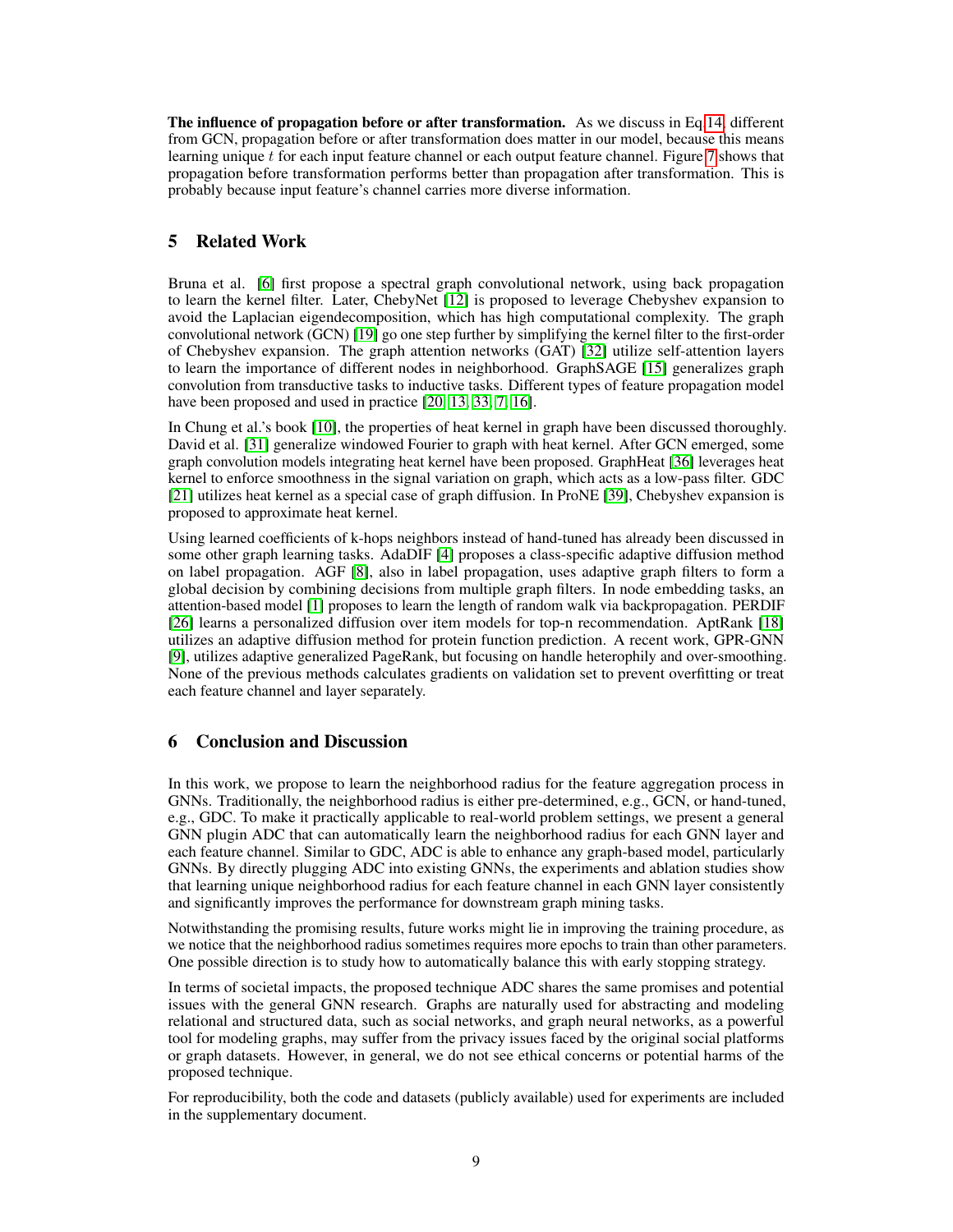**The influence of propagation before or after transformation.** As we discuss in Eq 14, different from GCN, propagation before or after transformation does matter in our model, because this means learning unique $t$ for each input feature channel or each output feature channel. Figure 7 shows that propagation before transformation performs better than propagation after transformation. This is probably because input feature's channel carries more diverse information.

## 5 Related Work

Bruna et al. [6] first propose a spectral graph convolutional network, using back propagation to learn the kernel filter. Later, ChebyNet [12] is proposed to leverage Chebyshev expansion to avoid the Laplacian eigendecomposition, which has high computational complexity. The graph convolutional network (GCN) [19] go one step further by simplifying the kernel filter to the first-order of Chebyshev expansion. The graph attention networks (GAT) [32] utilize self-attention layers to learn the importance of different nodes in neighborhood. GraphSAGE [15] generalizes graph convolution from transductive tasks to inductive tasks. Different types of feature propagation model have been proposed and used in practice [20, 13, 33, 7, 16].

In Chung et al.'s book [10], the properties of heat kernel in graph have been discussed thoroughly. David et al. [31] generalize windowed Fourier to graph with heat kernel. After GCN emerged, some graph convolution models integrating heat kernel have been proposed. GraphHeat [36] leverages heat kernel to enforce smoothness in the signal variation on graph, which acts as a low-pass filter. GDC [21] utilizes heat kernel as a special case of graph diffusion. In ProNE [39], Chebyshev expansion is proposed to approximate heat kernel.

Using learned coefficients of k-hops neighbors instead of hand-tuned has already been discussed in some other graph learning tasks. AdaDIF [4] proposes a class-specific adaptive diffusion method on label propagation. AGF [8], also in label propagation, uses adaptive graph filters to form a global decision by combining decisions from multiple graph filters. In node embedding tasks, an attention-based model [1] proposes to learn the length of random walk via backpropagation. PERDIF [26] learns a personalized diffusion over item models for top-n recommendation. AptRank [18] utilizes an adaptive diffusion method for protein function prediction. A recent work, GPR-GNN [9], utilizes adaptive generalized PageRank, but focusing on handle heterophily and over-smoothing. None of the previous methods calculates gradients on validation set to prevent overfitting or treat each feature channel and layer separately.

## 6 Conclusion and Discussion

In this work, we propose to learn the neighborhood radius for the feature aggregation process in GNNs. Traditionally, the neighborhood radius is either pre-determined, e.g., GCN, or hand-tuned, e.g., GDC. To make it practically applicable to real-world problem settings, we present a general GNN plugin ADC that can automatically learn the neighborhood radius for each GNN layer and each feature channel. Similar to GDC, ADC is able to enhance any graph-based model, particularly GNNs. By directly plugging ADC into existing GNNs, the experiments and ablation studies show that learning unique neighborhood radius for each feature channel in each GNN layer consistently and significantly improves the performance for downstream graph mining tasks.

Notwithstanding the promising results, future works might lie in improving the training procedure, as we notice that the neighborhood radius sometimes requires more epochs to train than other parameters. One possible direction is to study how to automatically balance this with early stopping strategy.

In terms of societal impacts, the proposed technique ADC shares the same promises and potential issues with the general GNN research. Graphs are naturally used for abstracting and modeling relational and structured data, such as social networks, and graph neural networks, as a powerful tool for modeling graphs, may suffer from the privacy issues faced by the original social platforms or graph datasets. However, in general, we do not see ethical concerns or potential harms of the proposed technique.

For reproducibility, both the code and datasets (publicly available) used for experiments are included in the supplementary document.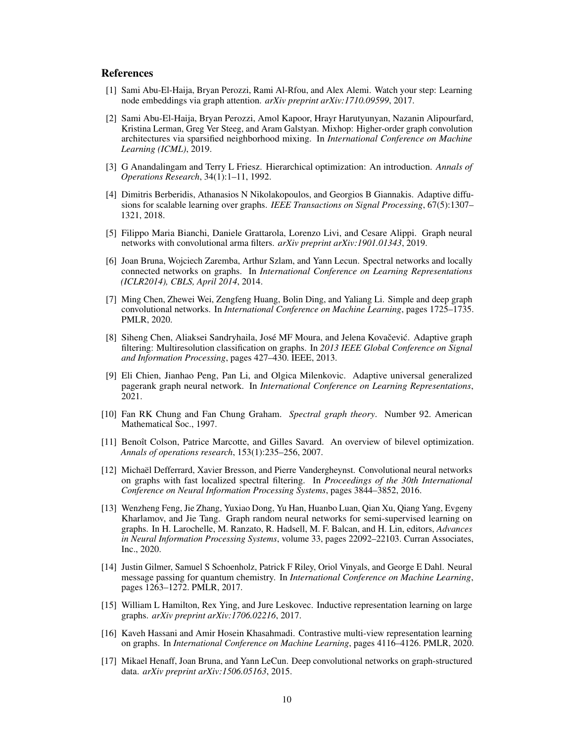## References

[1] Sami Abu-El-Haija, Bryan Perozzi, Rami Al-Rfou, and Alex Alemi. Watch your step: Learning node embeddings via graph attention. *arXiv preprint arXiv:1710.09599*, 2017.

[2] Sami Abu-El-Haija, Bryan Perozzi, Amol Kapoor, Hrayr Harutyunyan, Nazanin Alipourfard, Kristina Lerman, Greg Ver Steeg, and Aram Galstyan. Mixhop: Higher-order graph convolution architectures via sparsified neighborhood mixing. In *International Conference on Machine Learning (ICML)*, 2019.

[3] G Anandalingam and Terry L Friesz. Hierarchical optimization: An introduction. *Annals of Operations Research*, 34(1):1–11, 1992.

[4] Dimitris Berberidis, Athanasios N Nikolakopoulos, and Georgios B Giannakis. Adaptive diffusions for scalable learning over graphs. *IEEE Transactions on Signal Processing*, 67(5):1307–1321, 2018.

[5] Filippo Maria Bianchi, Daniele Grattarola, Lorenzo Livi, and Cesare Alippi. Graph neural networks with convolutional arma filters. *arXiv preprint arXiv:1901.01343*, 2019.

[6] Joan Bruna, Wojciech Zaremba, Arthur Szlam, and Yann Lecun. Spectral networks and locally connected networks on graphs. In *International Conference on Learning Representations (ICLR2014), CBLS, April 2014*, 2014.

[7] Ming Chen, Zhewei Wei, Zengfeng Huang, Bolin Ding, and Yaliang Li. Simple and deep graph convolutional networks. In *International Conference on Machine Learning*, pages 1725–1735. PMLR, 2020.

[8] Siheng Chen, Aliaksei Sandryhaila, José MF Moura, and Jelena Kovačević. Adaptive graph filtering: Multiresolution classification on graphs. In *2013 IEEE Global Conference on Signal and Information Processing*, pages 427–430. IEEE, 2013.

[9] Eli Chien, Jianhao Peng, Pan Li, and Olgica Milenkovic. Adaptive universal generalized pagerank graph neural network. In *International Conference on Learning Representations*, 2021.

[10] Fan RK Chung and Fan Chung Graham. *Spectral graph theory*. Number 92. American Mathematical Soc., 1997.

[11] Benoît Colson, Patrice Marcotte, and Gilles Savard. An overview of bilevel optimization. *Annals of operations research*, 153(1):235–256, 2007.

[12] Michaël Defferrard, Xavier Bresson, and Pierre Vandergheynst. Convolutional neural networks on graphs with fast localized spectral filtering. In *Proceedings of the 30th International Conference on Neural Information Processing Systems*, pages 3844–3852, 2016.

[13] Wenzheng Feng, Jie Zhang, Yuxiao Dong, Yu Han, Huanbo Luan, Qian Xu, Qiang Yang, Evgeny Kharlamov, and Jie Tang. Graph random neural networks for semi-supervised learning on graphs. In H. Larochelle, M. Ranzato, R. Hadsell, M. F. Balcan, and H. Lin, editors, *Advances in Neural Information Processing Systems*, volume 33, pages 22092–22103. Curran Associates, Inc., 2020.

[14] Justin Gilmer, Samuel S Schoenholz, Patrick F Riley, Oriol Vinyals, and George E Dahl. Neural message passing for quantum chemistry. In *International Conference on Machine Learning*, pages 1263–1272. PMLR, 2017.

[15] William L Hamilton, Rex Ying, and Jure Leskovec. Inductive representation learning on large graphs. *arXiv preprint arXiv:1706.02216*, 2017.

[16] Kaveh Hassani and Amir Hosein Khasahmadi. Contrastive multi-view representation learning on graphs. In *International Conference on Machine Learning*, pages 4116–4126. PMLR, 2020.

[17] Mikael Henaff, Joan Bruna, and Yann LeCun. Deep convolutional networks on graph-structured data. *arXiv preprint arXiv:1506.05163*, 2015.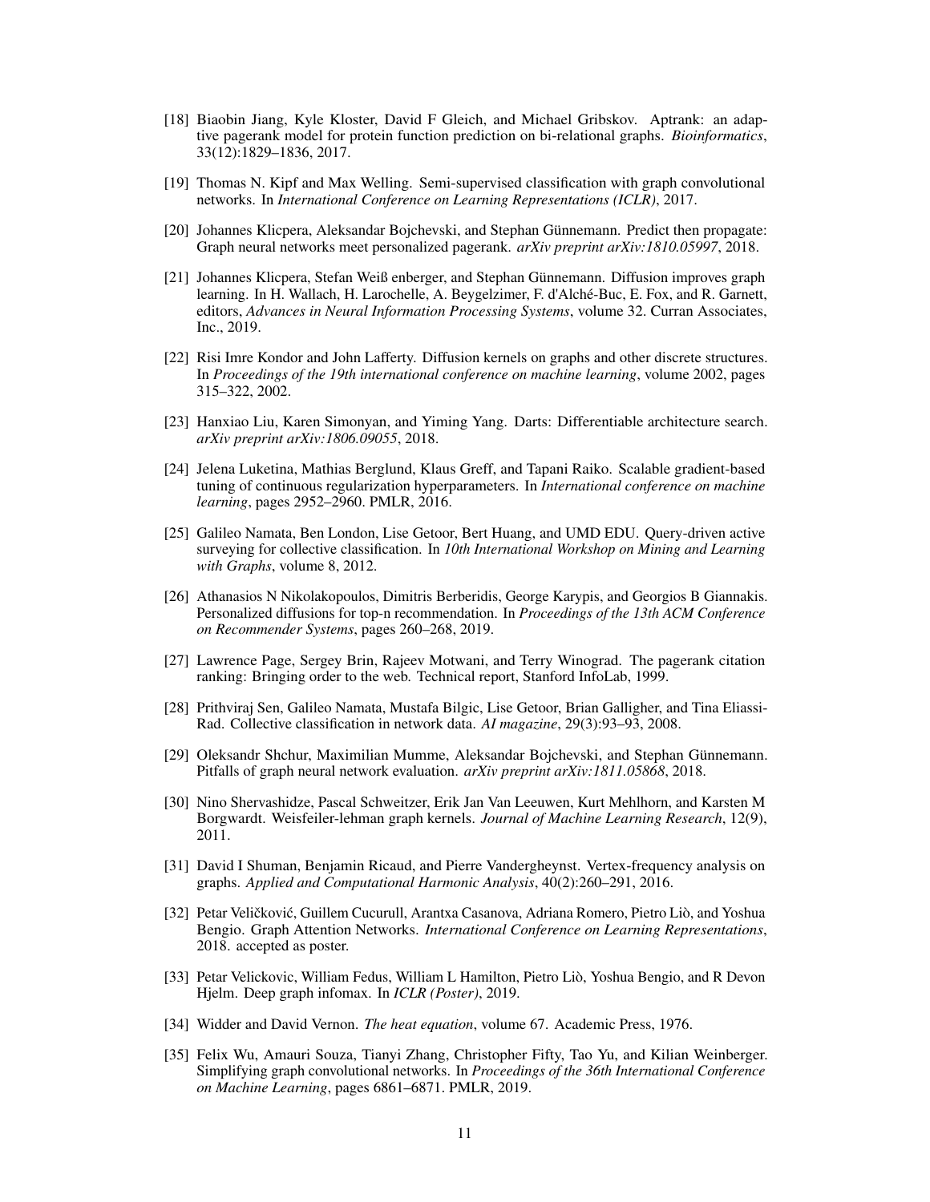[18] Biaobin Jiang, Kyle Kloster, David F Gleich, and Michael Gribskov. Aptrank: an adaptive pagerank model for protein function prediction on bi-relational graphs. *Bioinformatics*, 33(12):1829–1836, 2017.

[19] Thomas N. Kipf and Max Welling. Semi-supervised classification with graph convolutional networks. In *International Conference on Learning Representations (ICLR)*, 2017.

[20] Johannes Klicpera, Aleksandar Bojchevski, and Stephan Günnemann. Predict then propagate: Graph neural networks meet personalized pagerank. *arXiv preprint arXiv:1810.05997*, 2018.

[21] Johannes Klicpera, Stefan Weiß enberger, and Stephan Günnemann. Diffusion improves graph learning. In H. Wallach, H. Larochelle, A. Beygelzimer, F. d'Alché-Buc, E. Fox, and R. Garnett, editors, *Advances in Neural Information Processing Systems*, volume 32. Curran Associates, Inc., 2019.

[22] Risi Imre Kondor and John Lafferty. Diffusion kernels on graphs and other discrete structures. In *Proceedings of the 19th international conference on machine learning*, volume 2002, pages 315–322, 2002.

[23] Hanxiao Liu, Karen Simonyan, and Yiming Yang. Darts: Differentiable architecture search. *arXiv preprint arXiv:1806.09055*, 2018.

[24] Jelena Luketina, Mathias Berglund, Klaus Greff, and Tapani Raiko. Scalable gradient-based tuning of continuous regularization hyperparameters. In *International conference on machine learning*, pages 2952–2960. PMLR, 2016.

[25] Galileo Namata, Ben London, Lise Getoor, Bert Huang, and UMD EDU. Query-driven active surveying for collective classification. In *10th International Workshop on Mining and Learning with Graphs*, volume 8, 2012.

[26] Athanasios N Nikolakopoulos, Dimitris Berberidis, George Karypis, and Georgios B Giannakis. Personalized diffusions for top-n recommendation. In *Proceedings of the 13th ACM Conference on Recommender Systems*, pages 260–268, 2019.

[27] Lawrence Page, Sergey Brin, Rajeev Motwani, and Terry Winograd. The pagerank citation ranking: Bringing order to the web. Technical report, Stanford InfoLab, 1999.

[28] Prithviraj Sen, Galileo Namata, Mustafa Bilgic, Lise Getoor, Brian Galligher, and Tina Eliassi-Rad. Collective classification in network data. *AI magazine*, 29(3):93–93, 2008.

[29] Oleksandr Shchur, Maximilian Mumme, Aleksandar Bojchevski, and Stephan Günnemann. Pitfalls of graph neural network evaluation. *arXiv preprint arXiv:1811.05868*, 2018.

[30] Nino Shervashidze, Pascal Schweitzer, Erik Jan Van Leeuwen, Kurt Mehlhorn, and Karsten M Borgwardt. Weisfeiler-lehman graph kernels. *Journal of Machine Learning Research*, 12(9), 2011.

[31] David I Shuman, Benjamin Ricaud, and Pierre Vandergheynst. Vertex-frequency analysis on graphs. *Applied and Computational Harmonic Analysis*, 40(2):260–291, 2016.

[32] Petar Veličković, Guillem Cucurull, Arantxa Casanova, Adriana Romero, Pietro Liò, and Yoshua Bengio. Graph Attention Networks. *International Conference on Learning Representations*, 2018. accepted as poster.

[33] Petar Velickovic, William Fedus, William L Hamilton, Pietro Liò, Yoshua Bengio, and R Devon Hjelm. Deep graph infomax. In *ICLR (Poster)*, 2019.

[34] Widder and David Vernon. *The heat equation*, volume 67. Academic Press, 1976.

[35] Felix Wu, Amauri Souza, Tianyi Zhang, Christopher Fifty, Tao Yu, and Kilian Weinberger. Simplifying graph convolutional networks. In *Proceedings of the 36th International Conference on Machine Learning*, pages 6861–6871. PMLR, 2019.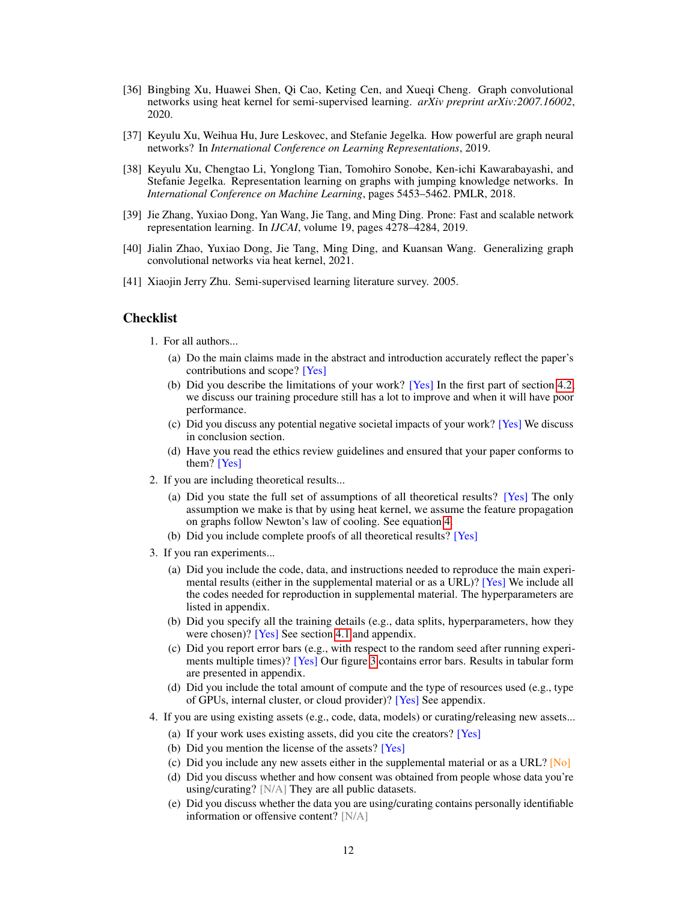[36] Bingbing Xu, Huawei Shen, Qi Cao, Keting Cen, and Xueqi Cheng. Graph convolutional networks using heat kernel for semi-supervised learning. *arXiv preprint arXiv:2007.16002*, 2020.

[37] Keyulu Xu, Weihua Hu, Jure Leskovec, and Stefanie Jegelka. How powerful are graph neural networks? In *International Conference on Learning Representations*, 2019.

[38] Keyulu Xu, Chengtao Li, Yonglong Tian, Tomohiro Sonobe, Ken-ichi Kawarabayashi, and Stefanie Jegelka. Representation learning on graphs with jumping knowledge networks. In *International Conference on Machine Learning*, pages 5453–5462. PMLR, 2018.

[39] Jie Zhang, Yuxiao Dong, Yan Wang, Jie Tang, and Ming Ding. Prone: Fast and scalable network representation learning. In *IJCAI*, volume 19, pages 4278–4284, 2019.

[40] Jialin Zhao, Yuxiao Dong, Jie Tang, Ming Ding, and Kuansan Wang. Generalizing graph convolutional networks via heat kernel, 2021.

[41] Xiaojin Jerry Zhu. Semi-supervised learning literature survey. 2005.

## Checklist

1. For all authors...
   (a) Do the main claims made in the abstract and introduction accurately reflect the paper's contributions and scope? [Yes]
   (b) Did you describe the limitations of your work? [Yes] In the first part of section 4.2, we discuss our training procedure still has a lot to improve and when it will have poor performance.
   (c) Did you discuss any potential negative societal impacts of your work? [Yes] We discuss in conclusion section.
   (d) Have you read the ethics review guidelines and ensured that your paper conforms to them? [Yes]
2. If you are including theoretical results...
   (a) Did you state the full set of assumptions of all theoretical results? [Yes] The only assumption we make is that by using heat kernel, we assume the feature propagation on graphs follow Newton's law of cooling. See equation 4.
   (b) Did you include complete proofs of all theoretical results? [Yes]
3. If you ran experiments...
   (a) Did you include the code, data, and instructions needed to reproduce the main experimental results (either in the supplemental material or as a URL)? [Yes] We include all the codes needed for reproduction in supplemental material. The hyperparameters are listed in appendix.
   (b) Did you specify all the training details (e.g., data splits, hyperparameters, how they were chosen)? [Yes] See section 4.1 and appendix.
   (c) Did you report error bars (e.g., with respect to the random seed after running experiments multiple times)? [Yes] Our figure 3 contains error bars. Results in tabular form are presented in appendix.
   (d) Did you include the total amount of compute and the type of resources used (e.g., type of GPUs, internal cluster, or cloud provider)? [Yes] See appendix.
4. If you are using existing assets (e.g., code, data, models) or curating/releasing new assets...
   (a) If your work uses existing assets, did you cite the creators? [Yes]
   (b) Did you mention the license of the assets? [Yes]
   (c) Did you include any new assets either in the supplemental material or as a URL? [No]
   (d) Did you discuss whether and how consent was obtained from people whose data you're using/curating? [N/A] They are all public datasets.
   (e) Did you discuss whether the data you are using/curating contains personally identifiable information or offensive content? [N/A]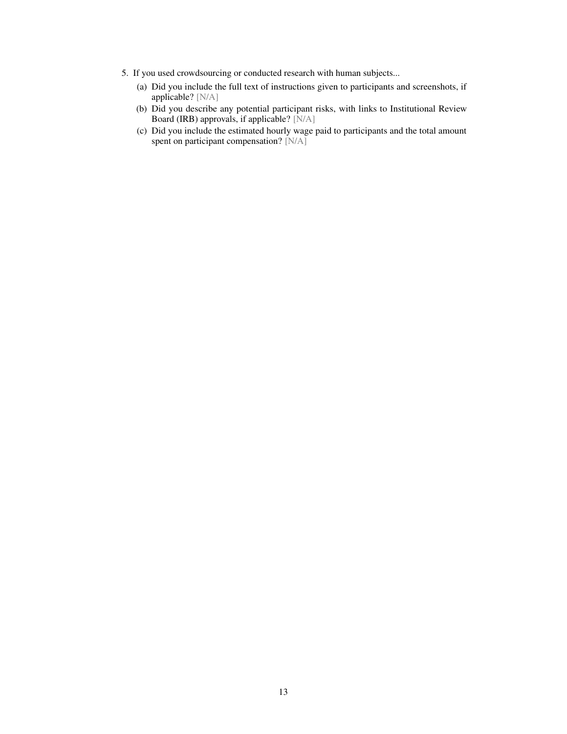5. If you used crowdsourcing or conducted research with human subjects...
   (a) Did you include the full text of instructions given to participants and screenshots, if applicable? [N/A]
   (b) Did you describe any potential participant risks, with links to Institutional Review Board (IRB) approvals, if applicable? [N/A]
   (c) Did you include the estimated hourly wage paid to participants and the total amount spent on participant compensation? [N/A]